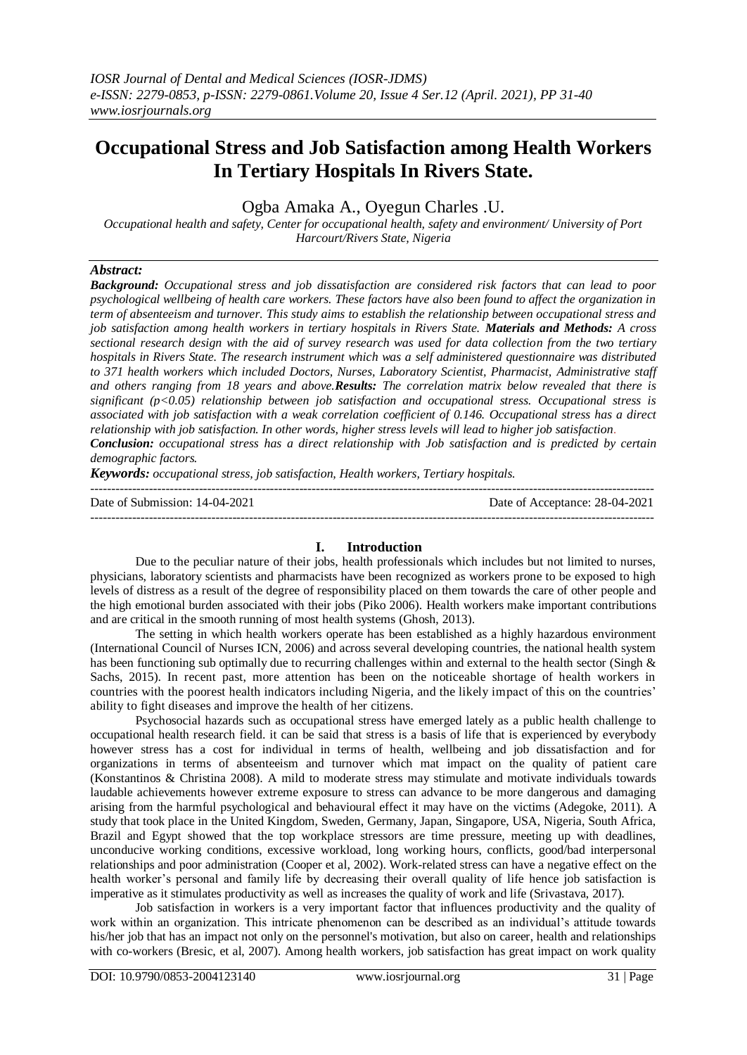# Occupational Stress and Job Satisfaction among Health Workers In Tertiary Hospitals In Rivers State.

Ogba Amaka A., Oyegun Charles .U.

*Occupational health and safety, Center for occupational health, safety and environment/ University of Port Harcourt/Rivers State, Nigeria*

## Abstract:

***Background:*** *Occupational stress and job dissatisfaction are considered risk factors that can lead to poor psychological wellbeing of health care workers. These factors have also been found to affect the organization in term of absenteeism and turnover. This study aims to establish the relationship between occupational stress and job satisfaction among health workers in tertiary hospitals in Rivers State.* ***Materials and Methods:*** *A cross sectional research design with the aid of survey research was used for data collection from the two tertiary hospitals in Rivers State. The research instrument which was a self administered questionnaire was distributed to 371 health workers which included Doctors, Nurses, Laboratory Scientist, Pharmacist, Administrative staff and others ranging from 18 years and above.* ***Results:*** *The correlation matrix below revealed that there is significant ($p<0.05$) relationship between job satisfaction and occupational stress. Occupational stress is associated with job satisfaction with a weak correlation coefficient of 0.146. Occupational stress has a direct relationship with job satisfaction. In other words, higher stress levels will lead to higher job satisfaction.*

***Conclusion:*** *occupational stress has a direct relationship with Job satisfaction and is predicted by certain demographic factors.*

***Keywords:*** *occupational stress, job satisfaction, Health workers, Tertiary hospitals.*

---

Date of Submission: 14-04-2021 | Date of Acceptance: 28-04-2021

---

## I. Introduction

Due to the peculiar nature of their jobs, health professionals which includes but not limited to nurses, physicians, laboratory scientists and pharmacists have been recognized as workers prone to be exposed to high levels of distress as a result of the degree of responsibility placed on them towards the care of other people and the high emotional burden associated with their jobs (Piko 2006). Health workers make important contributions and are critical in the smooth running of most health systems (Ghosh, 2013).

The setting in which health workers operate has been established as a highly hazardous environment (International Council of Nurses ICN, 2006) and across several developing countries, the national health system has been functioning sub optimally due to recurring challenges within and external to the health sector (Singh & Sachs, 2015). In recent past, more attention has been on the noticeable shortage of health workers in countries with the poorest health indicators including Nigeria, and the likely impact of this on the countries' ability to fight diseases and improve the health of her citizens.

Psychosocial hazards such as occupational stress have emerged lately as a public health challenge to occupational health research field. it can be said that stress is a basis of life that is experienced by everybody however stress has a cost for individual in terms of health, wellbeing and job dissatisfaction and for organizations in terms of absenteeism and turnover which mat impact on the quality of patient care (Konstantinos & Christina 2008). A mild to moderate stress may stimulate and motivate individuals towards laudable achievements however extreme exposure to stress can advance to be more dangerous and damaging arising from the harmful psychological and behavioural effect it may have on the victims (Adegoke, 2011). A study that took place in the United Kingdom, Sweden, Germany, Japan, Singapore, USA, Nigeria, South Africa, Brazil and Egypt showed that the top workplace stressors are time pressure, meeting up with deadlines, unconducive working conditions, excessive workload, long working hours, conflicts, good/bad interpersonal relationships and poor administration (Cooper et al, 2002). Work-related stress can have a negative effect on the health worker's personal and family life by decreasing their overall quality of life hence job satisfaction is imperative as it stimulates productivity as well as increases the quality of work and life (Srivastava, 2017).

Job satisfaction in workers is a very important factor that influences productivity and the quality of work within an organization. This intricate phenomenon can be described as an individual's attitude towards his/her job that has an impact not only on the personnel's motivation, but also on career, health and relationships with co-workers (Bresic, et al, 2007). Among health workers, job satisfaction has great impact on work quality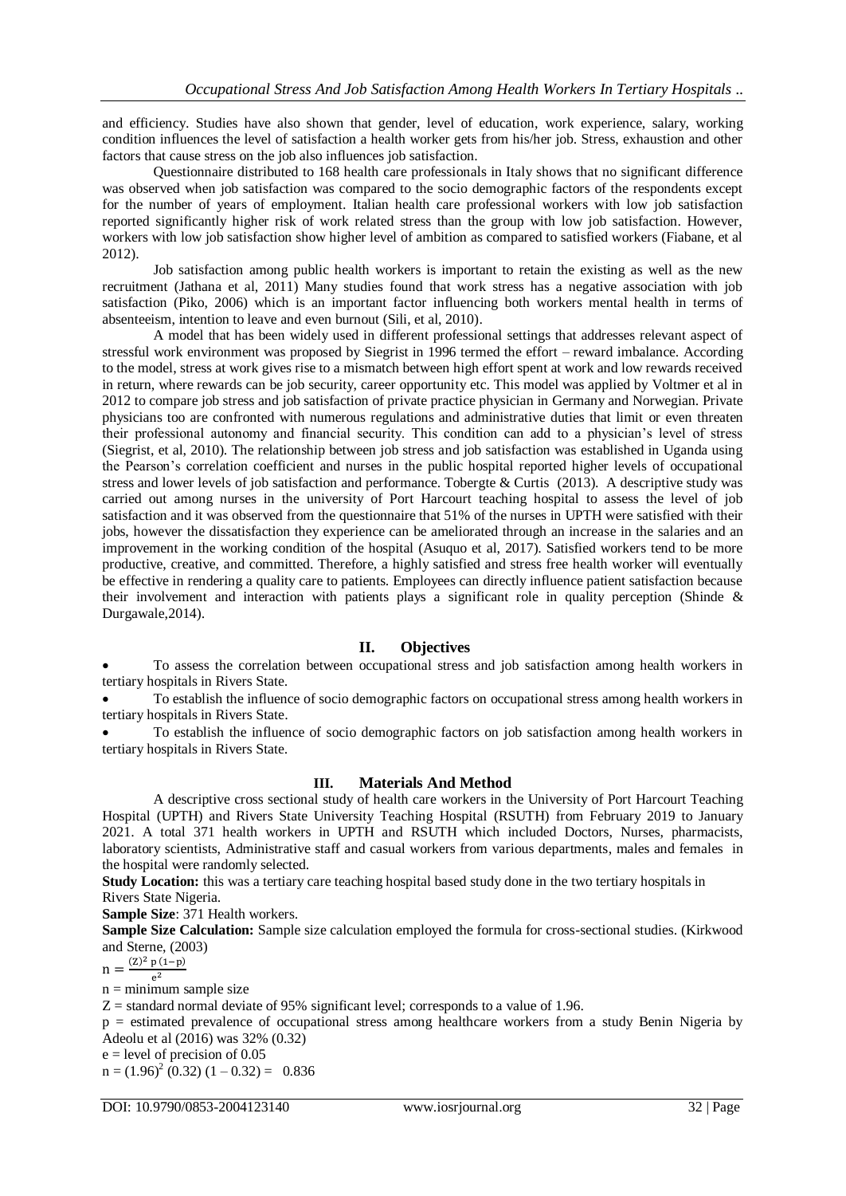and efficiency. Studies have also shown that gender, level of education, work experience, salary, working condition influences the level of satisfaction a health worker gets from his/her job. Stress, exhaustion and other factors that cause stress on the job also influences job satisfaction.

Questionnaire distributed to 168 health care professionals in Italy shows that no significant difference was observed when job satisfaction was compared to the socio demographic factors of the respondents except for the number of years of employment. Italian health care professional workers with low job satisfaction reported significantly higher risk of work related stress than the group with low job satisfaction. However, workers with low job satisfaction show higher level of ambition as compared to satisfied workers (Fiabane, et al 2012).

Job satisfaction among public health workers is important to retain the existing as well as the new recruitment (Jathana et al, 2011) Many studies found that work stress has a negative association with job satisfaction (Piko, 2006) which is an important factor influencing both workers mental health in terms of absenteeism, intention to leave and even burnout (Sili, et al, 2010).

A model that has been widely used in different professional settings that addresses relevant aspect of stressful work environment was proposed by Siegrist in 1996 termed the effort – reward imbalance. According to the model, stress at work gives rise to a mismatch between high effort spent at work and low rewards received in return, where rewards can be job security, career opportunity etc. This model was applied by Voltmer et al in 2012 to compare job stress and job satisfaction of private practice physician in Germany and Norwegian. Private physicians too are confronted with numerous regulations and administrative duties that limit or even threaten their professional autonomy and financial security. This condition can add to a physician's level of stress (Siegrist, et al, 2010). The relationship between job stress and job satisfaction was established in Uganda using the Pearson's correlation coefficient and nurses in the public hospital reported higher levels of occupational stress and lower levels of job satisfaction and performance. Tobergte & Curtis (2013). A descriptive study was carried out among nurses in the university of Port Harcourt teaching hospital to assess the level of job satisfaction and it was observed from the questionnaire that 51% of the nurses in UPTH were satisfied with their jobs, however the dissatisfaction they experience can be ameliorated through an increase in the salaries and an improvement in the working condition of the hospital (Asuquo et al, 2017). Satisfied workers tend to be more productive, creative, and committed. Therefore, a highly satisfied and stress free health worker will eventually be effective in rendering a quality care to patients. Employees can directly influence patient satisfaction because their involvement and interaction with patients plays a significant role in quality perception (Shinde & Durgawale,2014).

## II. Objectives

- To assess the correlation between occupational stress and job satisfaction among health workers in tertiary hospitals in Rivers State.
- To establish the influence of socio demographic factors on occupational stress among health workers in tertiary hospitals in Rivers State.
- To establish the influence of socio demographic factors on job satisfaction among health workers in tertiary hospitals in Rivers State.

## III. Materials And Method

A descriptive cross sectional study of health care workers in the University of Port Harcourt Teaching Hospital (UPTH) and Rivers State University Teaching Hospital (RSUTH) from February 2019 to January 2021. A total 371 health workers in UPTH and RSUTH which included Doctors, Nurses, pharmacists, laboratory scientists, Administrative staff and casual workers from various departments, males and females in the hospital were randomly selected.

**Study Location:** this was a tertiary care teaching hospital based study done in the two tertiary hospitals in Rivers State Nigeria.

**Sample Size**: 371 Health workers.

**Sample Size Calculation:** Sample size calculation employed the formula for cross-sectional studies. (Kirkwood and Sterne, (2003)

$$n = \frac{(Z)^2 \, p\,(1-p)}{e^2}$$

n = minimum sample size

Z = standard normal deviate of 95% significant level; corresponds to a value of 1.96.

p = estimated prevalence of occupational stress among healthcare workers from a study Benin Nigeria by Adeolu et al (2016) was 32% (0.32)

e = level of precision of 0.05

$n = (1.96)^2 \,(0.32)\,(1 - 0.32) = \;0.836$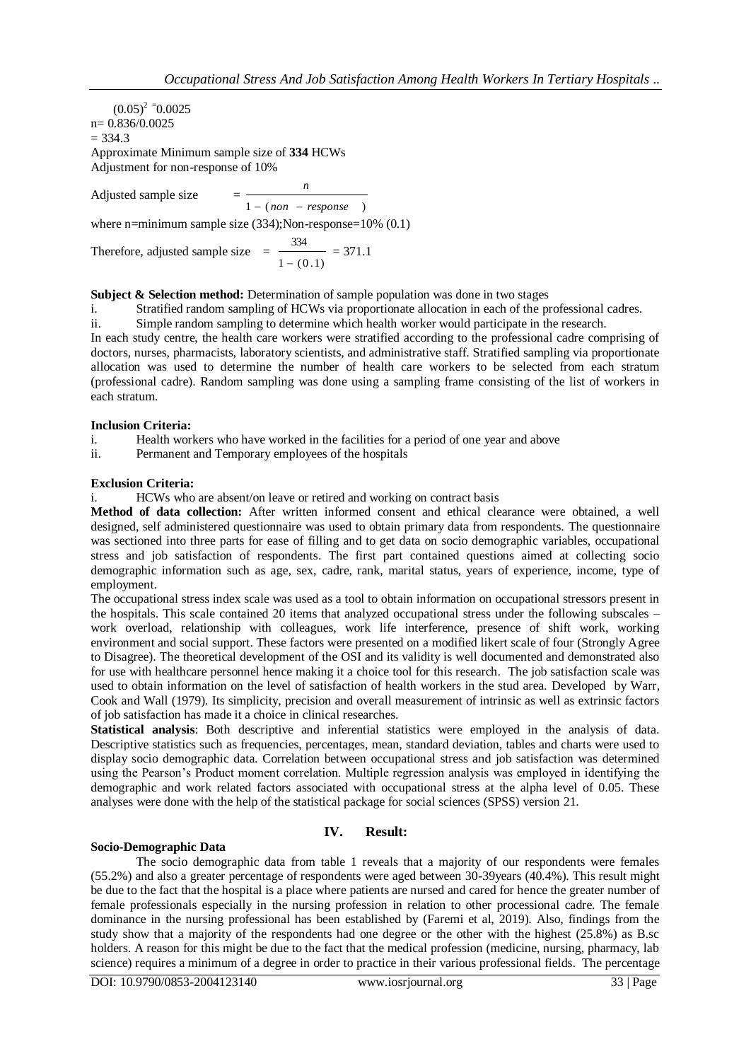$(0.05)^2 = 0.0025$

$n = 0.836/0.0025$

$= 334.3$

Approximate Minimum sample size of **334** HCWs

Adjustment for non-response of 10%

$$\text{Adjusted sample size} = \frac{n}{1 - (non - response)}$$

where n=minimum sample size (334);Non-response=10% (0.1)

$$\text{Therefore, adjusted sample size} = \frac{334}{1 - (0.1)} = 371.1$$

**Subject & Selection method:** Determination of sample population was done in two stages

i. Stratified random sampling of HCWs via proportionate allocation in each of the professional cadres.
ii. Simple random sampling to determine which health worker would participate in the research.

In each study centre, the health care workers were stratified according to the professional cadre comprising of doctors, nurses, pharmacists, laboratory scientists, and administrative staff. Stratified sampling via proportionate allocation was used to determine the number of health care workers to be selected from each stratum (professional cadre). Random sampling was done using a sampling frame consisting of the list of workers in each stratum.

**Inclusion Criteria:**

i. Health workers who have worked in the facilities for a period of one year and above
ii. Permanent and Temporary employees of the hospitals

**Exclusion Criteria:**

i. HCWs who are absent/on leave or retired and working on contract basis

**Method of data collection:** After written informed consent and ethical clearance were obtained, a well designed, self administered questionnaire was used to obtain primary data from respondents. The questionnaire was sectioned into three parts for ease of filling and to get data on socio demographic variables, occupational stress and job satisfaction of respondents. The first part contained questions aimed at collecting socio demographic information such as age, sex, cadre, rank, marital status, years of experience, income, type of employment.

The occupational stress index scale was used as a tool to obtain information on occupational stressors present in the hospitals. This scale contained 20 items that analyzed occupational stress under the following subscales – work overload, relationship with colleagues, work life interference, presence of shift work, working environment and social support. These factors were presented on a modified likert scale of four (Strongly Agree to Disagree). The theoretical development of the OSI and its validity is well documented and demonstrated also for use with healthcare personnel hence making it a choice tool for this research. The job satisfaction scale was used to obtain information on the level of satisfaction of health workers in the stud area. Developed by Warr, Cook and Wall (1979). Its simplicity, precision and overall measurement of intrinsic as well as extrinsic factors of job satisfaction has made it a choice in clinical researches.

**Statistical analysis**: Both descriptive and inferential statistics were employed in the analysis of data. Descriptive statistics such as frequencies, percentages, mean, standard deviation, tables and charts were used to display socio demographic data. Correlation between occupational stress and job satisfaction was determined using the Pearson's Product moment correlation. Multiple regression analysis was employed in identifying the demographic and work related factors associated with occupational stress at the alpha level of 0.05. These analyses were done with the help of the statistical package for social sciences (SPSS) version 21.

## IV. Result:

**Socio-Demographic Data**

The socio demographic data from table 1 reveals that a majority of our respondents were females (55.2%) and also a greater percentage of respondents were aged between 30-39years (40.4%). This result might be due to the fact that the hospital is a place where patients are nursed and cared for hence the greater number of female professionals especially in the nursing profession in relation to other processional cadre. The female dominance in the nursing professional has been established by (Faremi et al, 2019). Also, findings from the study show that a majority of the respondents had one degree or the other with the highest (25.8%) as B.sc holders. A reason for this might be due to the fact that the medical profession (medicine, nursing, pharmacy, lab science) requires a minimum of a degree in order to practice in their various professional fields. The percentage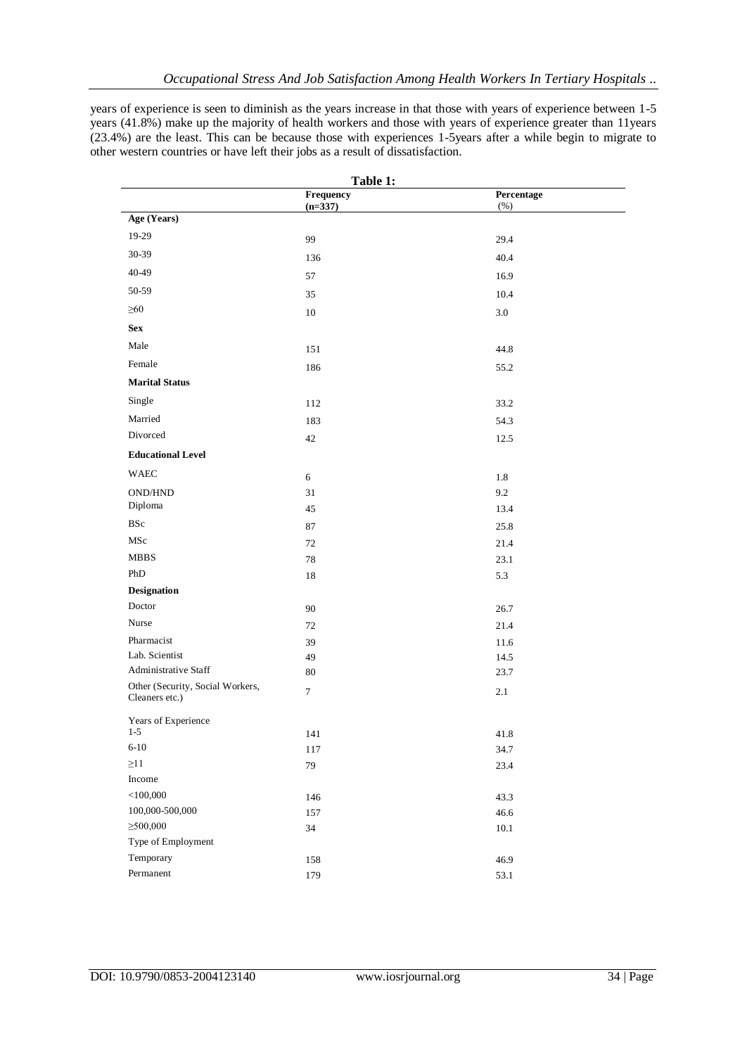years of experience is seen to diminish as the years increase in that those with years of experience between 1-5 years (41.8%) make up the majority of health workers and those with years of experience greater than 11years (23.4%) are the least. This can be because those with experiences 1-5years after a while begin to migrate to other western countries or have left their jobs as a result of dissatisfaction.

**Table 1:**

| | Frequency (n=337) | Percentage (%) |
|---|---|---|
| **Age (Years)** | | |
| 19-29 | 99 | 29.4 |
| 30-39 | 136 | 40.4 |
| 40-49 | 57 | 16.9 |
| 50-59 | 35 | 10.4 |
| ≥60 | 10 | 3.0 |
| **Sex** | | |
| Male | 151 | 44.8 |
| Female | 186 | 55.2 |
| **Marital Status** | | |
| Single | 112 | 33.2 |
| Married | 183 | 54.3 |
| Divorced | 42 | 12.5 |
| **Educational Level** | | |
| WAEC | 6 | 1.8 |
| OND/HND | 31 | 9.2 |
| Diploma | 45 | 13.4 |
| BSc | 87 | 25.8 |
| MSc | 72 | 21.4 |
| MBBS | 78 | 23.1 |
| PhD | 18 | 5.3 |
| **Designation** | | |
| Doctor | 90 | 26.7 |
| Nurse | 72 | 21.4 |
| Pharmacist | 39 | 11.6 |
| Lab. Scientist | 49 | 14.5 |
| Administrative Staff | 80 | 23.7 |
| Other (Security, Social Workers, Cleaners etc.) | 7 | 2.1 |
| Years of Experience | | |
| 1-5 | 141 | 41.8 |
| 6-10 | 117 | 34.7 |
| ≥11 | 79 | 23.4 |
| Income | | |
| <100,000 | 146 | 43.3 |
| 100,000-500,000 | 157 | 46.6 |
| ≥500,000 | 34 | 10.1 |
| Type of Employment | | |
| Temporary | 158 | 46.9 |
| Permanent | 179 | 53.1 |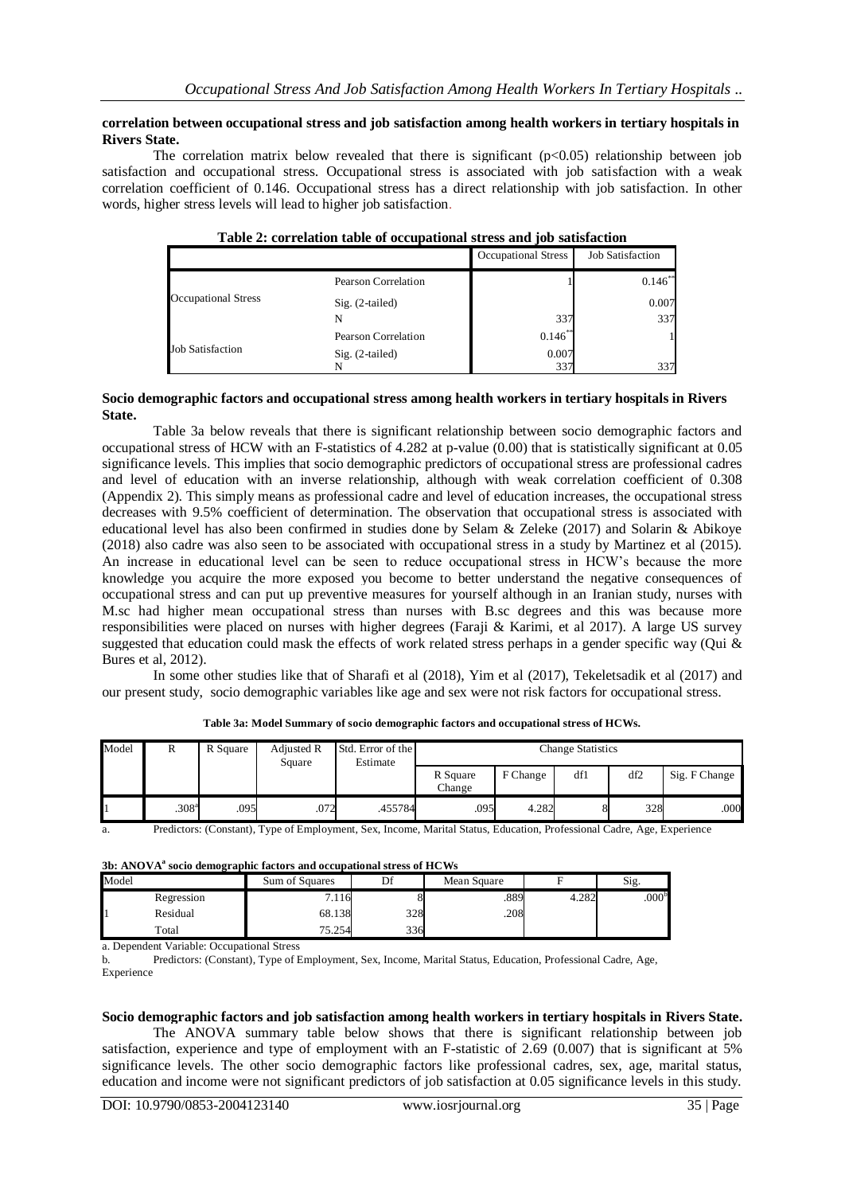**correlation between occupational stress and job satisfaction among health workers in tertiary hospitals in Rivers State.**

The correlation matrix below revealed that there is significant ($p<0.05$) relationship between job satisfaction and occupational stress. Occupational stress is associated with job satisfaction with a weak correlation coefficient of 0.146. Occupational stress has a direct relationship with job satisfaction. In other words, higher stress levels will lead to higher job satisfaction.

**Table 2: correlation table of occupational stress and job satisfaction**

| | | Occupational Stress | Job Satisfaction |
|---|---|---|---|
| Occupational Stress | Pearson Correlation | 1 | 0.146** |
| | Sig. (2-tailed) | | 0.007 |
| | N | 337 | 337 |
| Job Satisfaction | Pearson Correlation | 0.146** | 1 |
| | Sig. (2-tailed) | 0.007 | |
| | N | 337 | 337 |

**Socio demographic factors and occupational stress among health workers in tertiary hospitals in Rivers State.**

Table 3a below reveals that there is significant relationship between socio demographic factors and occupational stress of HCW with an F-statistics of 4.282 at p-value (0.00) that is statistically significant at 0.05 significance levels. This implies that socio demographic predictors of occupational stress are professional cadres and level of education with an inverse relationship, although with weak correlation coefficient of 0.308 (Appendix 2). This simply means as professional cadre and level of education increases, the occupational stress decreases with 9.5% coefficient of determination. The observation that occupational stress is associated with educational level has also been confirmed in studies done by Selam & Zeleke (2017) and Solarin & Abikoye (2018) also cadre was also seen to be associated with occupational stress in a study by Martinez et al (2015). An increase in educational level can be seen to reduce occupational stress in HCW's because the more knowledge you acquire the more exposed you become to better understand the negative consequences of occupational stress and can put up preventive measures for yourself although in an Iranian study, nurses with M.sc had higher mean occupational stress than nurses with B.sc degrees and this was because more responsibilities were placed on nurses with higher degrees (Faraji & Karimi, et al 2017). A large US survey suggested that education could mask the effects of work related stress perhaps in a gender specific way (Qui & Bures et al, 2012).

In some other studies like that of Sharafi et al (2018), Yim et al (2017), Tekeletsadik et al (2017) and our present study, socio demographic variables like age and sex were not risk factors for occupational stress.

**Table 3a: Model Summary of socio demographic factors and occupational stress of HCWs.**

| Model | R | R Square | Adjusted R Square | Std. Error of the Estimate | Change Statistics | | | | |
|---|---|---|---|---|---|---|---|---|---|
| | | | | | R Square Change | F Change | df1 | df2 | Sig. F Change |
| 1 | .308[a] | .095 | .072 | .455784 | .095 | 4.282 | 8 | 328 | .000 |

a. Predictors: (Constant), Type of Employment, Sex, Income, Marital Status, Education, Professional Cadre, Age, Experience

**3b: ANOVA[a] socio demographic factors and occupational stress of HCWs**

| Model | | Sum of Squares | Df | Mean Square | F | Sig. |
|---|---|---|---|---|---|---|
| 1 | Regression | 7.116 | 8 | .889 | 4.282 | .000[b] |
| | Residual | 68.138 | 328 | .208 | | |
| | Total | 75.254 | 336 | | | |

a. Dependent Variable: Occupational Stress

b. Predictors: (Constant), Type of Employment, Sex, Income, Marital Status, Education, Professional Cadre, Age, Experience

**Socio demographic factors and job satisfaction among health workers in tertiary hospitals in Rivers State.**

The ANOVA summary table below shows that there is significant relationship between job satisfaction, experience and type of employment with an F-statistic of 2.69 (0.007) that is significant at 5% significance levels. The other socio demographic factors like professional cadres, sex, age, marital status, education and income were not significant predictors of job satisfaction at 0.05 significance levels in this study.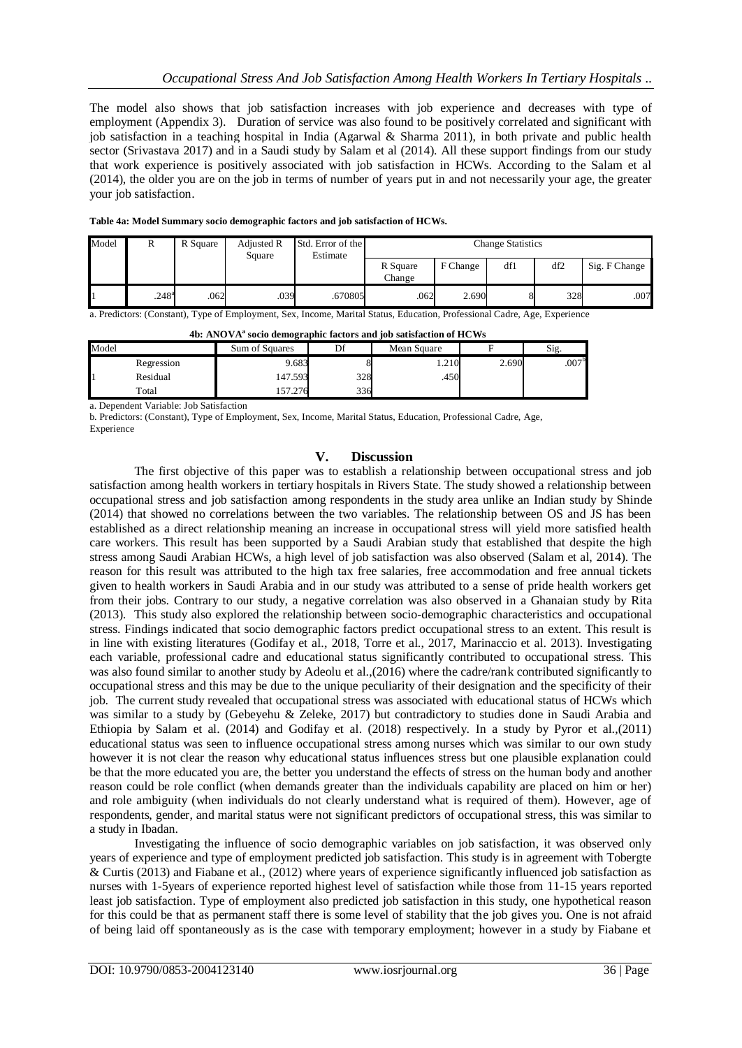The model also shows that job satisfaction increases with job experience and decreases with type of employment (Appendix 3). Duration of service was also found to be positively correlated and significant with job satisfaction in a teaching hospital in India (Agarwal & Sharma 2011), in both private and public health sector (Srivastava 2017) and in a Saudi study by Salam et al (2014). All these support findings from our study that work experience is positively associated with job satisfaction in HCWs. According to the Salam et al (2014), the older you are on the job in terms of number of years put in and not necessarily your age, the greater your job satisfaction.

**Table 4a: Model Summary socio demographic factors and job satisfaction of HCWs.**

| Model | R | R Square | Adjusted R Square | Std. Error of the Estimate | Change Statistics | | | | |
|---|---|---|---|---|---|---|---|---|---|
| | | | | | R Square Change | F Change | df1 | df2 | Sig. F Change |
| 1 | .248[a] | .062 | .039 | .670805 | .062 | 2.690 | 8 | 328 | .007 |

a. Predictors: (Constant), Type of Employment, Sex, Income, Marital Status, Education, Professional Cadre, Age, Experience

**4b: ANOVA[a] socio demographic factors and job satisfaction of HCWs**

| Model | | Sum of Squares | Df | Mean Square | F | Sig. |
|---|---|---|---|---|---|---|
| 1 | Regression | 9.683 | 8 | 1.210 | 2.690 | .007[b] |
| | Residual | 147.593 | 328 | .450 | | |
| | Total | 157.276 | 336 | | | |

a. Dependent Variable: Job Satisfaction

b. Predictors: (Constant), Type of Employment, Sex, Income, Marital Status, Education, Professional Cadre, Age, Experience

## V. Discussion

The first objective of this paper was to establish a relationship between occupational stress and job satisfaction among health workers in tertiary hospitals in Rivers State. The study showed a relationship between occupational stress and job satisfaction among respondents in the study area unlike an Indian study by Shinde (2014) that showed no correlations between the two variables. The relationship between OS and JS has been established as a direct relationship meaning an increase in occupational stress will yield more satisfied health care workers. This result has been supported by a Saudi Arabian study that established that despite the high stress among Saudi Arabian HCWs, a high level of job satisfaction was also observed (Salam et al, 2014). The reason for this result was attributed to the high tax free salaries, free accommodation and free annual tickets given to health workers in Saudi Arabia and in our study was attributed to a sense of pride health workers get from their jobs. Contrary to our study, a negative correlation was also observed in a Ghanaian study by Rita (2013). This study also explored the relationship between socio-demographic characteristics and occupational stress. Findings indicated that socio demographic factors predict occupational stress to an extent. This result is in line with existing literatures (Godifay et al., 2018, Torre et al., 2017, Marinaccio et al. 2013). Investigating each variable, professional cadre and educational status significantly contributed to occupational stress. This was also found similar to another study by Adeolu et al.,(2016) where the cadre/rank contributed significantly to occupational stress and this may be due to the unique peculiarity of their designation and the specificity of their job. The current study revealed that occupational stress was associated with educational status of HCWs which was similar to a study by (Gebeyehu & Zeleke, 2017) but contradictory to studies done in Saudi Arabia and Ethiopia by Salam et al. (2014) and Godifay et al. (2018) respectively. In a study by Pyror et al.,(2011) educational status was seen to influence occupational stress among nurses which was similar to our own study however it is not clear the reason why educational status influences stress but one plausible explanation could be that the more educated you are, the better you understand the effects of stress on the human body and another reason could be role conflict (when demands greater than the individuals capability are placed on him or her) and role ambiguity (when individuals do not clearly understand what is required of them). However, age of respondents, gender, and marital status were not significant predictors of occupational stress, this was similar to a study in Ibadan.

Investigating the influence of socio demographic variables on job satisfaction, it was observed only years of experience and type of employment predicted job satisfaction. This study is in agreement with Tobergte & Curtis (2013) and Fiabane et al., (2012) where years of experience significantly influenced job satisfaction as nurses with 1-5years of experience reported highest level of satisfaction while those from 11-15 years reported least job satisfaction. Type of employment also predicted job satisfaction in this study, one hypothetical reason for this could be that as permanent staff there is some level of stability that the job gives you. One is not afraid of being laid off spontaneously as is the case with temporary employment; however in a study by Fiabane et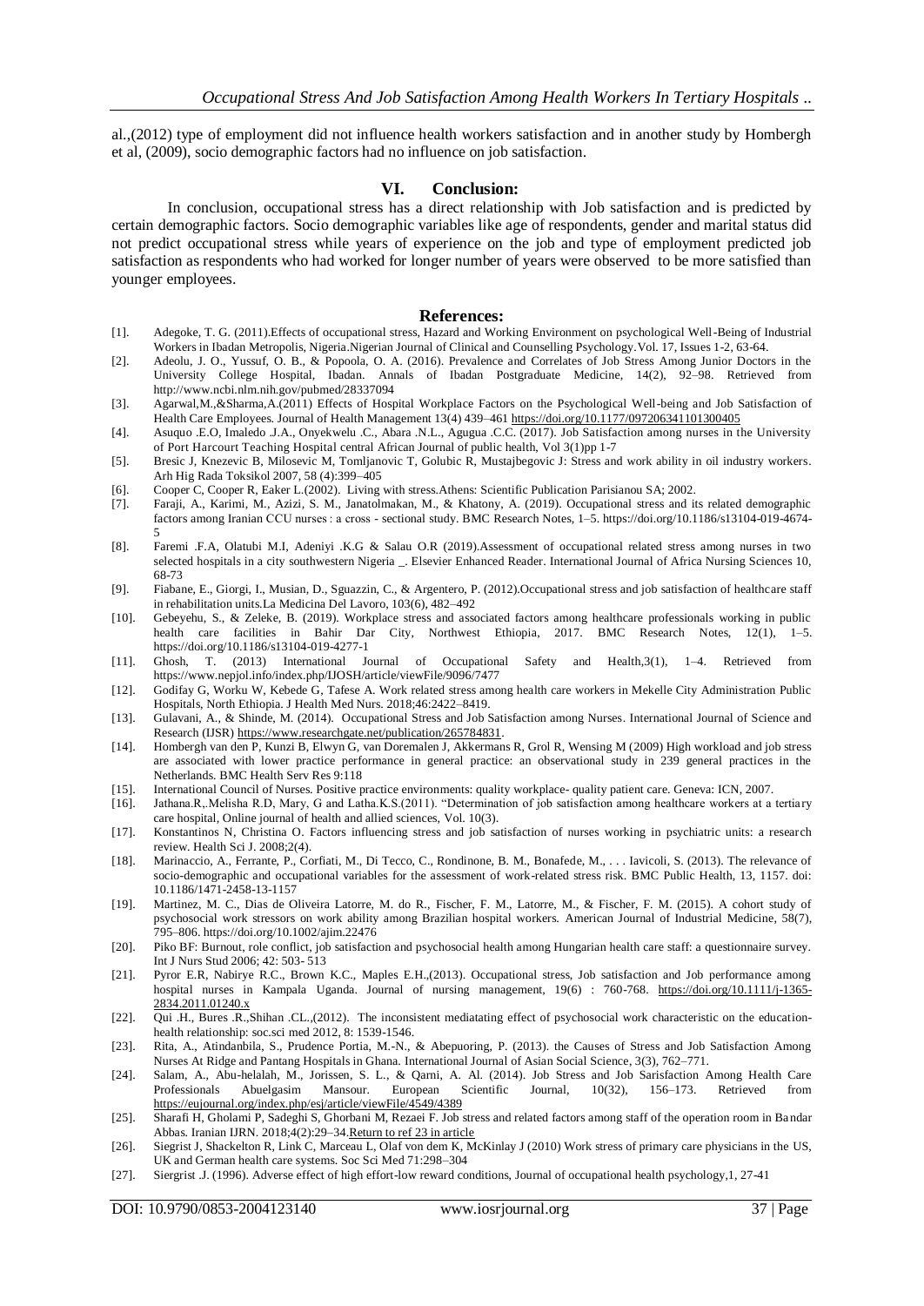al.,(2012) type of employment did not influence health workers satisfaction and in another study by Hombergh et al, (2009), socio demographic factors had no influence on job satisfaction.

## VI. Conclusion:

In conclusion, occupational stress has a direct relationship with Job satisfaction and is predicted by certain demographic factors. Socio demographic variables like age of respondents, gender and marital status did not predict occupational stress while years of experience on the job and type of employment predicted job satisfaction as respondents who had worked for longer number of years were observed to be more satisfied than younger employees.

## References:

[1]. Adegoke, T. G. (2011).Effects of occupational stress, Hazard and Working Environment on psychological Well-Being of Industrial Workers in Ibadan Metropolis, Nigeria.Nigerian Journal of Clinical and Counselling Psychology.Vol. 17, Issues 1-2, 63-64.

[2]. Adeolu, J. O., Yussuf, O. B., & Popoola, O. A. (2016). Prevalence and Correlates of Job Stress Among Junior Doctors in the University College Hospital, Ibadan. Annals of Ibadan Postgraduate Medicine, 14(2), 92–98. Retrieved from http://www.ncbi.nlm.nih.gov/pubmed/28337094

[3]. Agarwal,M.,&Sharma,A.(2011) Effects of Hospital Workplace Factors on the Psychological Well-being and Job Satisfaction of Health Care Employees. Journal of Health Management 13(4) 439–461 https://doi.org/10.1177/097206341101300405

[4]. Asuquo .E.O, Imaledo .J.A., Onyekwelu .C., Abara .N.L., Agugua .C.C. (2017). Job Satisfaction among nurses in the University of Port Harcourt Teaching Hospital central African Journal of public health, Vol 3(1)pp 1-7

[5]. Bresic J, Knezevic B, Milosevic M, Tomljanovic T, Golubic R, Mustajbegovic J: Stress and work ability in oil industry workers. Arh Hig Rada Toksikol 2007, 58 (4):399–405

[6]. Cooper C, Cooper R, Eaker L.(2002). Living with stress.Athens: Scientific Publication Parisianou SA; 2002.

[7]. Faraji, A., Karimi, M., Azizi, S. M., Janatolmakan, M., & Khatony, A. (2019). Occupational stress and its related demographic factors among Iranian CCU nurses : a cross - sectional study. BMC Research Notes, 1–5. https://doi.org/10.1186/s13104-019-4674-5

[8]. Faremi .F.A, Olatubi M.I, Adeniyi .K.G & Salau O.R (2019).Assessment of occupational related stress among nurses in two selected hospitals in a city southwestern Nigeria _. Elsevier Enhanced Reader. International Journal of Africa Nursing Sciences 10, 68-73

[9]. Fiabane, E., Giorgi, I., Musian, D., Sguazzin, C., & Argentero, P. (2012).Occupational stress and job satisfaction of healthcare staff in rehabilitation units.La Medicina Del Lavoro, 103(6), 482–492

[10]. Gebeyehu, S., & Zeleke, B. (2019). Workplace stress and associated factors among healthcare professionals working in public health care facilities in Bahir Dar City, Northwest Ethiopia, 2017. BMC Research Notes, 12(1), 1–5. https://doi.org/10.1186/s13104-019-4277-1

[11]. Ghosh, T. (2013) International Journal of Occupational Safety and Health,3(1), 1–4. Retrieved from https://www.nepjol.info/index.php/IJOSH/article/viewFile/9096/7477

[12]. Godifay G, Worku W, Kebede G, Tafese A. Work related stress among health care workers in Mekelle City Administration Public Hospitals, North Ethiopia. J Health Med Nurs. 2018;46:2422–8419.

[13]. Gulavani, A., & Shinde, M. (2014). Occupational Stress and Job Satisfaction among Nurses. International Journal of Science and Research (IJSR) https://www.researchgate.net/publication/265784831.

[14]. Hombergh van den P, Kunzi B, Elwyn G, van Doremalen J, Akkermans R, Grol R, Wensing M (2009) High workload and job stress are associated with lower practice performance in general practice: an observational study in 239 general practices in the Netherlands. BMC Health Serv Res 9:118

[15]. International Council of Nurses. Positive practice environments: quality workplace- quality patient care. Geneva: ICN, 2007.

[16]. Jathana.R,.Melisha R.D, Mary, G and Latha.K.S.(2011). "Determination of job satisfaction among healthcare workers at a tertiary care hospital, Online journal of health and allied sciences, Vol. 10(3).

[17]. Konstantinos N, Christina O. Factors influencing stress and job satisfaction of nurses working in psychiatric units: a research review. Health Sci J. 2008;2(4).

[18]. Marinaccio, A., Ferrante, P., Corfiati, M., Di Tecco, C., Rondinone, B. M., Bonafede, M., . . . Iavicoli, S. (2013). The relevance of socio-demographic and occupational variables for the assessment of work-related stress risk. BMC Public Health, 13, 1157. doi: 10.1186/1471-2458-13-1157

[19]. Martinez, M. C., Dias de Oliveira Latorre, M. do R., Fischer, F. M., Latorre, M., & Fischer, F. M. (2015). A cohort study of psychosocial work stressors on work ability among Brazilian hospital workers. American Journal of Industrial Medicine, 58(7), 795–806. https://doi.org/10.1002/ajim.22476

[20]. Piko BF: Burnout, role conflict, job satisfaction and psychosocial health among Hungarian health care staff: a questionnaire survey. Int J Nurs Stud 2006; 42: 503- 513

[21]. Pyror E.R, Nabirye R.C., Brown K.C., Maples E.H.,(2013). Occupational stress, Job satisfaction and Job performance among hospital nurses in Kampala Uganda. Journal of nursing management, 19(6) : 760-768. https://doi.org/10.1111/j-1365-2834.2011.01240.x

[22]. Qui .H., Bures .R.,Shihan .CL.,(2012). The inconsistent mediatating effect of psychosocial work characteristic on the education-health relationship: soc.sci med 2012, 8: 1539-1546.

[23]. Rita, A., Atindanbila, S., Prudence Portia, M.-N., & Abepuoring, P. (2013). the Causes of Stress and Job Satisfaction Among Nurses At Ridge and Pantang Hospitals in Ghana. International Journal of Asian Social Science, 3(3), 762–771.

[24]. Salam, A., Abu-helalah, M., Jorissen, S. L., & Qarni, A. Al. (2014). Job Stress and Job Sarisfaction Among Health Care Professionals Abuelgasim Mansour. European Scientific Journal, 10(32), 156–173. Retrieved from https://eujournal.org/index.php/esj/article/viewFile/4549/4389

[25]. Sharafi H, Gholami P, Sadeghi S, Ghorbani M, Rezaei F. Job stress and related factors among staff of the operation room in Bandar Abbas. Iranian IJRN. 2018;4(2):29–34.Return to ref 23 in article

[26]. Siegrist J, Shackelton R, Link C, Marceau L, Olaf von dem K, McKinlay J (2010) Work stress of primary care physicians in the US, UK and German health care systems. Soc Sci Med 71:298–304

[27]. Siergrist .J. (1996). Adverse effect of high effort-low reward conditions, Journal of occupational health psychology,1, 27-41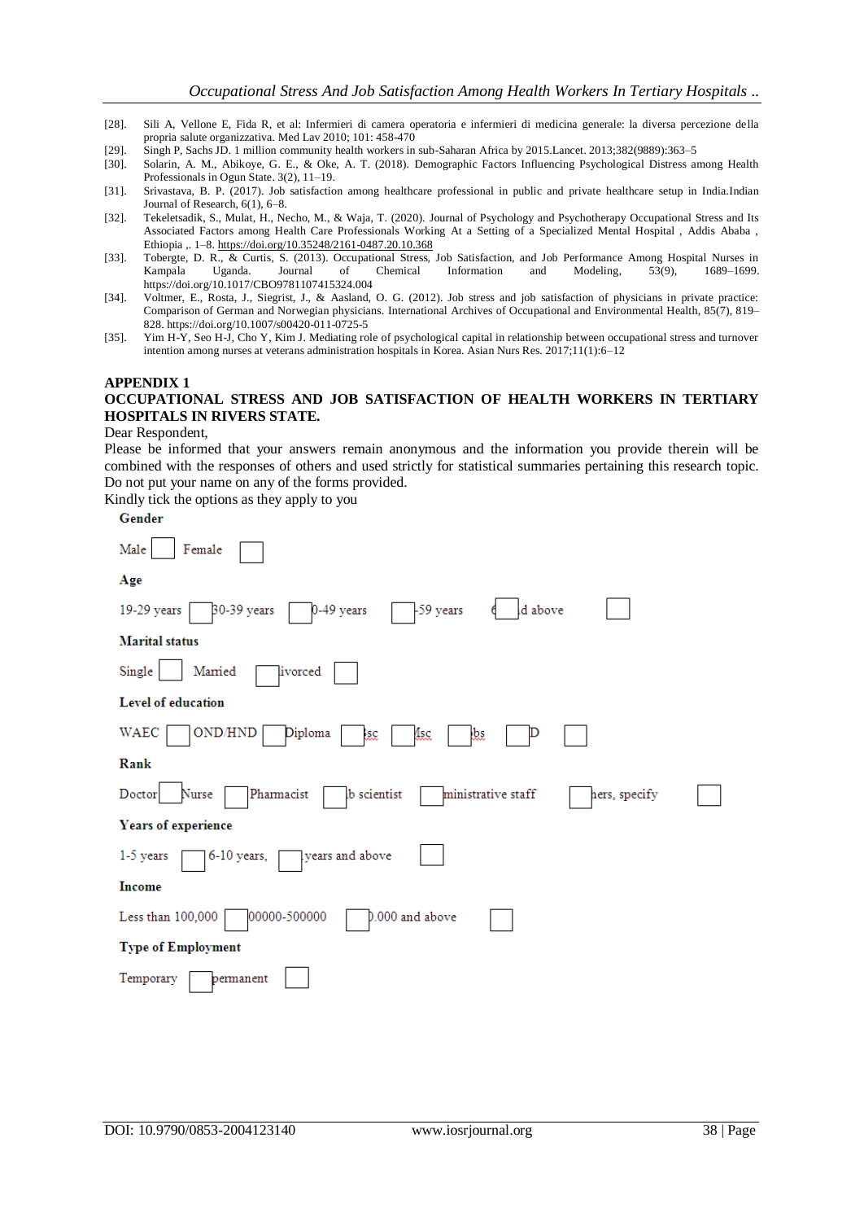[28]. Sili A, Vellone E, Fida R, et al: Infermieri di camera operatoria e infermieri di medicina generale: la diversa percezione della propria salute organizzativa. Med Lav 2010; 101: 458-470

[29]. Singh P, Sachs JD. 1 million community health workers in sub-Saharan Africa by 2015.Lancet. 2013;382(9889):363–5

[30]. Solarin, A. M., Abikoye, G. E., & Oke, A. T. (2018). Demographic Factors Influencing Psychological Distress among Health Professionals in Ogun State. 3(2), 11–19.

[31]. Srivastava, B. P. (2017). Job satisfaction among healthcare professional in public and private healthcare setup in India.Indian Journal of Research, 6(1), 6–8.

[32]. Tekeletsadik, S., Mulat, H., Necho, M., & Waja, T. (2020). Journal of Psychology and Psychotherapy Occupational Stress and Its Associated Factors among Health Care Professionals Working At a Setting of a Specialized Mental Hospital , Addis Ababa , Ethiopia ,. 1–8. https://doi.org/10.35248/2161-0487.20.10.368

[33]. Tobergte, D. R., & Curtis, S. (2013). Occupational Stress, Job Satisfaction, and Job Performance Among Hospital Nurses in Kampala Uganda. Journal of Chemical Information and Modeling, 53(9), 1689–1699. https://doi.org/10.1017/CBO9781107415324.004

[34]. Voltmer, E., Rosta, J., Siegrist, J., & Aasland, O. G. (2012). Job stress and job satisfaction of physicians in private practice: Comparison of German and Norwegian physicians. International Archives of Occupational and Environmental Health, 85(7), 819–828. https://doi.org/10.1007/s00420-011-0725-5

[35]. Yim H-Y, Seo H-J, Cho Y, Kim J. Mediating role of psychological capital in relationship between occupational stress and turnover intention among nurses at veterans administration hospitals in Korea. Asian Nurs Res. 2017;11(1):6–12

## APPENDIX 1

## OCCUPATIONAL STRESS AND JOB SATISFACTION OF HEALTH WORKERS IN TERTIARY HOSPITALS IN RIVERS STATE.

Dear Respondent,

Please be informed that your answers remain anonymous and the information you provide therein will be combined with the responses of others and used strictly for statistical summaries pertaining this research topic. Do not put your name on any of the forms provided.

Kindly tick the options as they apply to you

**Gender**

Male ☐ Female ☐

**Age**

19-29 years ☐ 30-39 years ☐ 40-49 years ☐ 50-59 years ☐ 60 and above ☐

**Marital status**

Single ☐ Married ☐ Divorced ☐

**Level of education**

WAEC ☐ OND/HND ☐ Diploma ☐ Bsc ☐ Msc ☐ Mbbs ☐ PhD ☐

**Rank**

Doctor ☐ Nurse ☐ Pharmacist ☐ Lab scientist ☐ Administrative staff ☐ Others, specify ☐

**Years of experience**

1-5 years ☐ 6-10 years, ☐ 11 years and above ☐

**Income**

Less than 100,000 ☐ 100000-500000 ☐ 500.000 and above ☐

**Type of Employment**

Temporary ☐ permanent ☐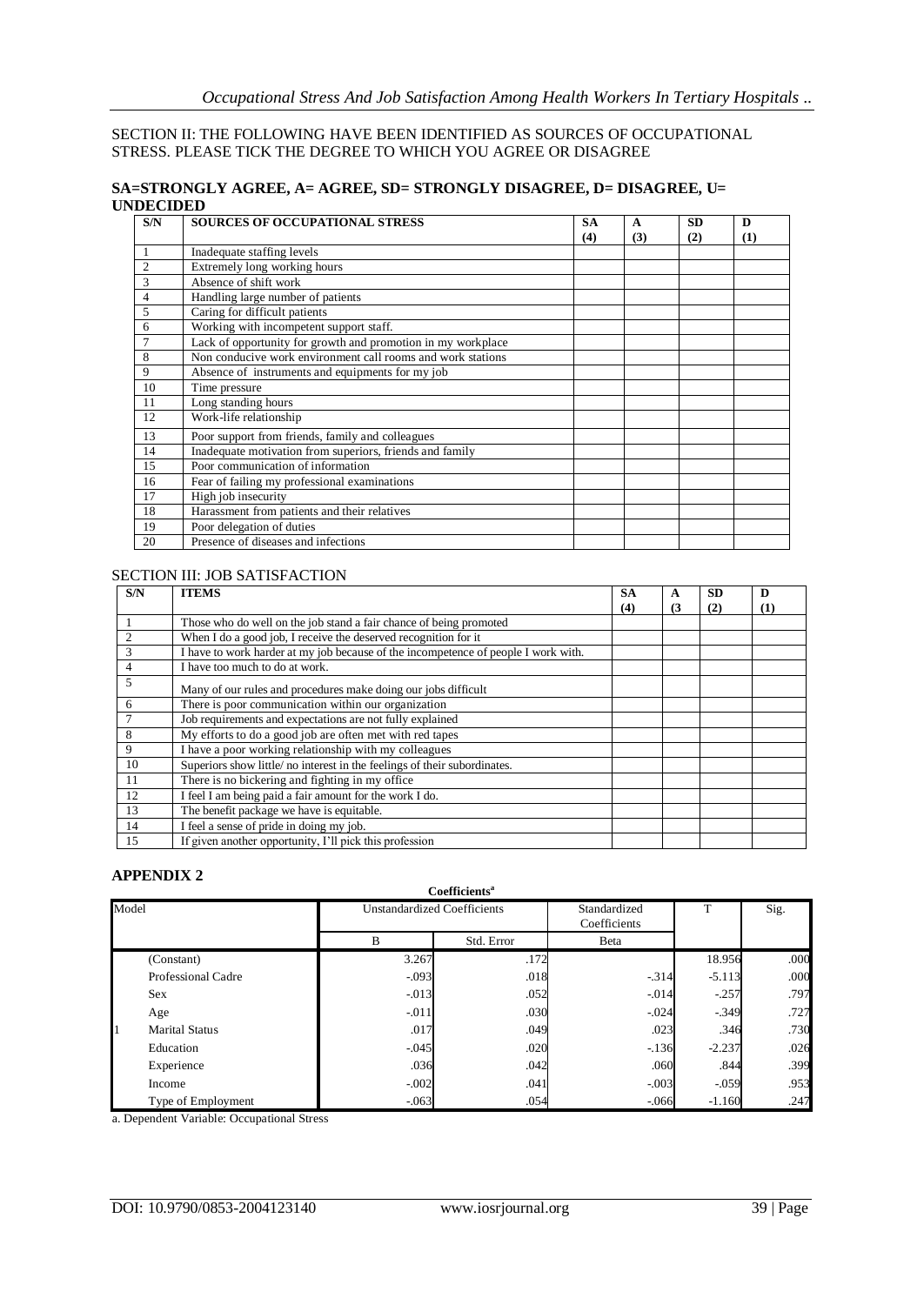SECTION II: THE FOLLOWING HAVE BEEN IDENTIFIED AS SOURCES OF OCCUPATIONAL STRESS. PLEASE TICK THE DEGREE TO WHICH YOU AGREE OR DISAGREE

**SA=STRONGLY AGREE, A= AGREE, SD= STRONGLY DISAGREE, D= DISAGREE, U= UNDECIDED**

| S/N | SOURCES OF OCCUPATIONAL STRESS | SA (4) | A (3) | SD (2) | D (1) |
|---|---|---|---|---|---|
| 1 | Inadequate staffing levels | | | | |
| 2 | Extremely long working hours | | | | |
| 3 | Absence of shift work | | | | |
| 4 | Handling large number of patients | | | | |
| 5 | Caring for difficult patients | | | | |
| 6 | Working with incompetent support staff. | | | | |
| 7 | Lack of opportunity for growth and promotion in my workplace | | | | |
| 8 | Non conducive work environment call rooms and work stations | | | | |
| 9 | Absence of instruments and equipments for my job | | | | |
| 10 | Time pressure | | | | |
| 11 | Long standing hours | | | | |
| 12 | Work-life relationship | | | | |
| 13 | Poor support from friends, family and colleagues | | | | |
| 14 | Inadequate motivation from superiors, friends and family | | | | |
| 15 | Poor communication of information | | | | |
| 16 | Fear of failing my professional examinations | | | | |
| 17 | High job insecurity | | | | |
| 18 | Harassment from patients and their relatives | | | | |
| 19 | Poor delegation of duties | | | | |
| 20 | Presence of diseases and infections | | | | |

SECTION III: JOB SATISFACTION

| S/N | ITEMS | SA (4) | A (3 | SD (2) | D (1) |
|---|---|---|---|---|---|
| 1 | Those who do well on the job stand a fair chance of being promoted | | | | |
| 2 | When I do a good job, I receive the deserved recognition for it | | | | |
| 3 | I have to work harder at my job because of the incompetence of people I work with. | | | | |
| 4 | I have too much to do at work. | | | | |
| 5 | Many of our rules and procedures make doing our jobs difficult | | | | |
| 6 | There is poor communication within our organization | | | | |
| 7 | Job requirements and expectations are not fully explained | | | | |
| 8 | My efforts to do a good job are often met with red tapes | | | | |
| 9 | I have a poor working relationship with my colleagues | | | | |
| 10 | Superiors show little/ no interest in the feelings of their subordinates. | | | | |
| 11 | There is no bickering and fighting in my office | | | | |
| 12 | I feel I am being paid a fair amount for the work I do. | | | | |
| 13 | The benefit package we have is equitable. | | | | |
| 14 | I feel a sense of pride in doing my job. | | | | |
| 15 | If given another opportunity, I'll pick this profession | | | | |

## APPENDIX 2

**Coefficients[a]**

| Model | | Unstandardized Coefficients | | Standardized Coefficients | T | Sig. |
|---|---|---|---|---|---|---|
| | | B | Std. Error | Beta | | |
| 1 | (Constant) | 3.267 | .172 | | 18.956 | .000 |
| | Professional Cadre | -.093 | .018 | -.314 | -5.113 | .000 |
| | Sex | -.013 | .052 | -.014 | -.257 | .797 |
| | Age | -.011 | .030 | -.024 | -.349 | .727 |
| | Marital Status | .017 | .049 | .023 | .346 | .730 |
| | Education | -.045 | .020 | -.136 | -2.237 | .026 |
| | Experience | .036 | .042 | .060 | .844 | .399 |
| | Income | -.002 | .041 | -.003 | -.059 | .953 |
| | Type of Employment | -.063 | .054 | -.066 | -1.160 | .247 |

a. Dependent Variable: Occupational Stress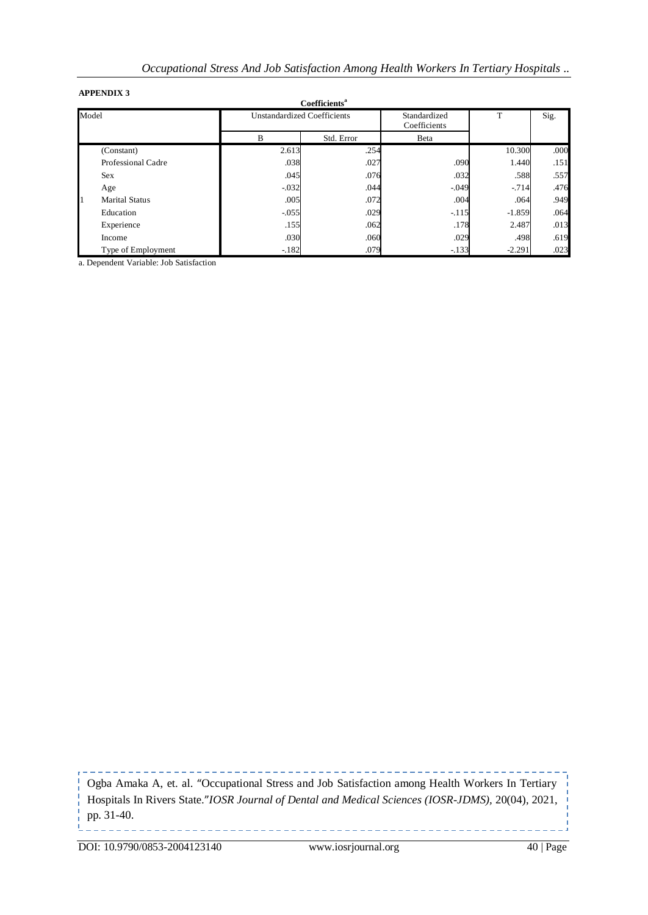**APPENDIX 3**

**Coefficients[a]**

| Model | | Unstandardized Coefficients | | Standardized Coefficients | T | Sig. |
|---|---|---|---|---|---|---|
| | | B | Std. Error | Beta | | |
| 1 | (Constant) | 2.613 | .254 | | 10.300 | .000 |
| | Professional Cadre | .038 | .027 | .090 | 1.440 | .151 |
| | Sex | .045 | .076 | .032 | .588 | .557 |
| | Age | -.032 | .044 | -.049 | -.714 | .476 |
| | Marital Status | .005 | .072 | .004 | .064 | .949 |
| | Education | -.055 | .029 | -.115 | -1.859 | .064 |
| | Experience | .155 | .062 | .178 | 2.487 | .013 |
| | Income | .030 | .060 | .029 | .498 | .619 |
| | Type of Employment | -.182 | .079 | -.133 | -2.291 | .023 |

a. Dependent Variable: Job Satisfaction

Ogba Amaka A, et. al. "Occupational Stress and Job Satisfaction among Health Workers In Tertiary Hospitals In Rivers State."*IOSR Journal of Dental and Medical Sciences (IOSR-JDMS)*, 20(04), 2021, pp. 31-40.